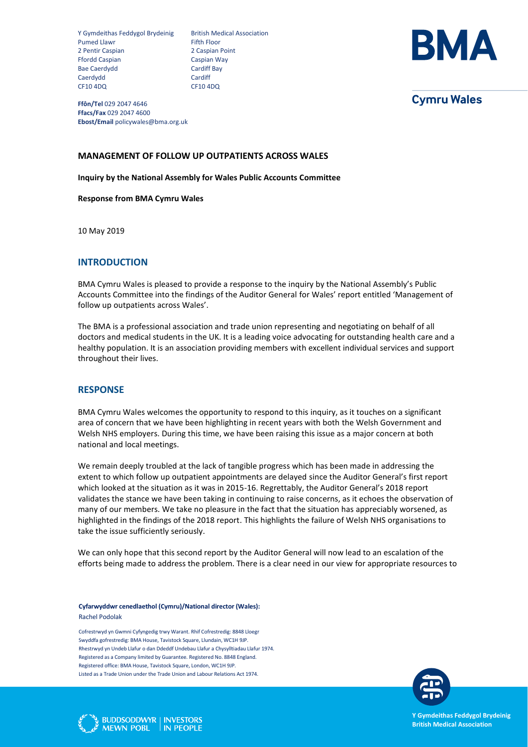Y Gymdeithas Feddygol Brydeinig
Pumed Llawr
2 Pentir Caspian
Ffordd Caspian
Bae Caerdydd
Caerdydd
CF10 4DQ

British Medical Association
Fifth Floor
2 Caspian Point
Caspian Way
Cardiff Bay
Cardiff
CF10 4DQ

**Ffôn/Tel** 029 2047 4646
**Ffacs/Fax** 029 2047 4600
**Ebost/Email** policywales@bma.org.uk

BMA
Cymru Wales

**MANAGEMENT OF FOLLOW UP OUTPATIENTS ACROSS WALES**

**Inquiry by the National Assembly for Wales Public Accounts Committee**

**Response from BMA Cymru Wales**

10 May 2019

## INTRODUCTION

BMA Cymru Wales is pleased to provide a response to the inquiry by the National Assembly's Public Accounts Committee into the findings of the Auditor General for Wales' report entitled 'Management of follow up outpatients across Wales'.

The BMA is a professional association and trade union representing and negotiating on behalf of all doctors and medical students in the UK. It is a leading voice advocating for outstanding health care and a healthy population. It is an association providing members with excellent individual services and support throughout their lives.

## RESPONSE

BMA Cymru Wales welcomes the opportunity to respond to this inquiry, as it touches on a significant area of concern that we have been highlighting in recent years with both the Welsh Government and Welsh NHS employers. During this time, we have been raising this issue as a major concern at both national and local meetings.

We remain deeply troubled at the lack of tangible progress which has been made in addressing the extent to which follow up outpatient appointments are delayed since the Auditor General's first report which looked at the situation as it was in 2015-16. Regrettably, the Auditor General's 2018 report validates the stance we have been taking in continuing to raise concerns, as it echoes the observation of many of our members. We take no pleasure in the fact that the situation has appreciably worsened, as highlighted in the findings of the 2018 report. This highlights the failure of Welsh NHS organisations to take the issue sufficiently seriously.

We can only hope that this second report by the Auditor General will now lead to an escalation of the efforts being made to address the problem. There is a clear need in our view for appropriate resources to

**Cyfarwyddwr cenedlaethol (Cymru)/National director (Wales):**
Rachel Podolak

Cofrestrwyd yn Gwmni Cyfyngedig trwy Warant. Rhif Cofrestredig: 8848 Lloegr
Swyddfa gofrestredig: BMA House, Tavistock Square, Llundain, WC1H 9JP.
Rhestrwyd yn Undeb Llafur o dan Ddeddf Undebau Llafur a Chysylltiadau Llafur 1974.
Registered as a Company limited by Guarantee. Registered No. 8848 England.
Registered office: BMA House, Tavistock Square, London, WC1H 9JP.
Listed as a Trade Union under the Trade Union and Labour Relations Act 1974.

BUDDSODDWYR MEWN POBL | INVESTORS IN PEOPLE

Y Gymdeithas Feddygol Brydeinig
British Medical Association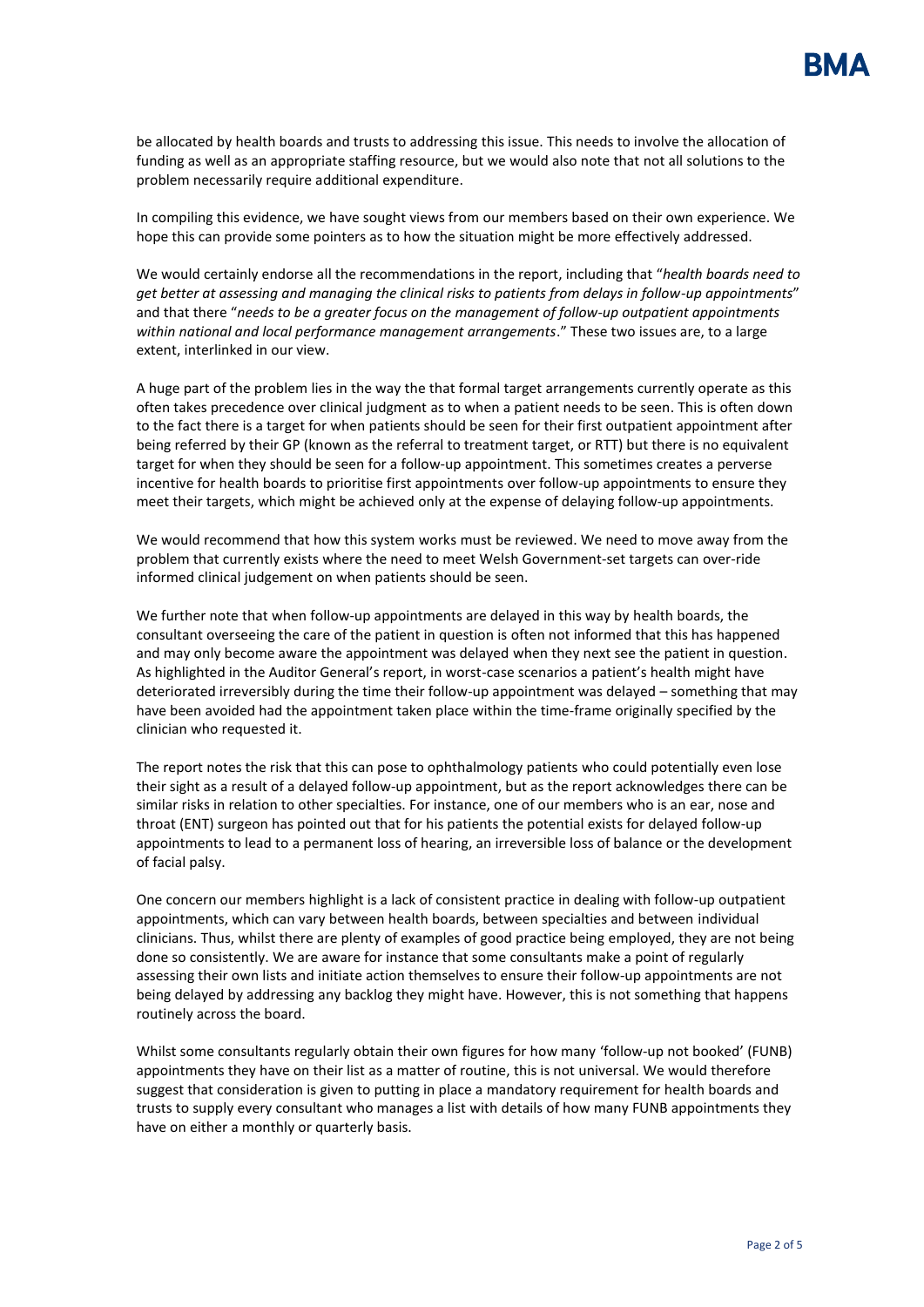be allocated by health boards and trusts to addressing this issue. This needs to involve the allocation of funding as well as an appropriate staffing resource, but we would also note that not all solutions to the problem necessarily require additional expenditure.

In compiling this evidence, we have sought views from our members based on their own experience. We hope this can provide some pointers as to how the situation might be more effectively addressed.

We would certainly endorse all the recommendations in the report, including that "*health boards need to get better at assessing and managing the clinical risks to patients from delays in follow-up appointments*" and that there "*needs to be a greater focus on the management of follow-up outpatient appointments within national and local performance management arrangements*." These two issues are, to a large extent, interlinked in our view.

A huge part of the problem lies in the way the that formal target arrangements currently operate as this often takes precedence over clinical judgment as to when a patient needs to be seen. This is often down to the fact there is a target for when patients should be seen for their first outpatient appointment after being referred by their GP (known as the referral to treatment target, or RTT) but there is no equivalent target for when they should be seen for a follow-up appointment. This sometimes creates a perverse incentive for health boards to prioritise first appointments over follow-up appointments to ensure they meet their targets, which might be achieved only at the expense of delaying follow-up appointments.

We would recommend that how this system works must be reviewed. We need to move away from the problem that currently exists where the need to meet Welsh Government-set targets can over-ride informed clinical judgement on when patients should be seen.

We further note that when follow-up appointments are delayed in this way by health boards, the consultant overseeing the care of the patient in question is often not informed that this has happened and may only become aware the appointment was delayed when they next see the patient in question. As highlighted in the Auditor General's report, in worst-case scenarios a patient's health might have deteriorated irreversibly during the time their follow-up appointment was delayed – something that may have been avoided had the appointment taken place within the time-frame originally specified by the clinician who requested it.

The report notes the risk that this can pose to ophthalmology patients who could potentially even lose their sight as a result of a delayed follow-up appointment, but as the report acknowledges there can be similar risks in relation to other specialties. For instance, one of our members who is an ear, nose and throat (ENT) surgeon has pointed out that for his patients the potential exists for delayed follow-up appointments to lead to a permanent loss of hearing, an irreversible loss of balance or the development of facial palsy.

One concern our members highlight is a lack of consistent practice in dealing with follow-up outpatient appointments, which can vary between health boards, between specialties and between individual clinicians. Thus, whilst there are plenty of examples of good practice being employed, they are not being done so consistently. We are aware for instance that some consultants make a point of regularly assessing their own lists and initiate action themselves to ensure their follow-up appointments are not being delayed by addressing any backlog they might have. However, this is not something that happens routinely across the board.

Whilst some consultants regularly obtain their own figures for how many 'follow-up not booked' (FUNB) appointments they have on their list as a matter of routine, this is not universal. We would therefore suggest that consideration is given to putting in place a mandatory requirement for health boards and trusts to supply every consultant who manages a list with details of how many FUNB appointments they have on either a monthly or quarterly basis.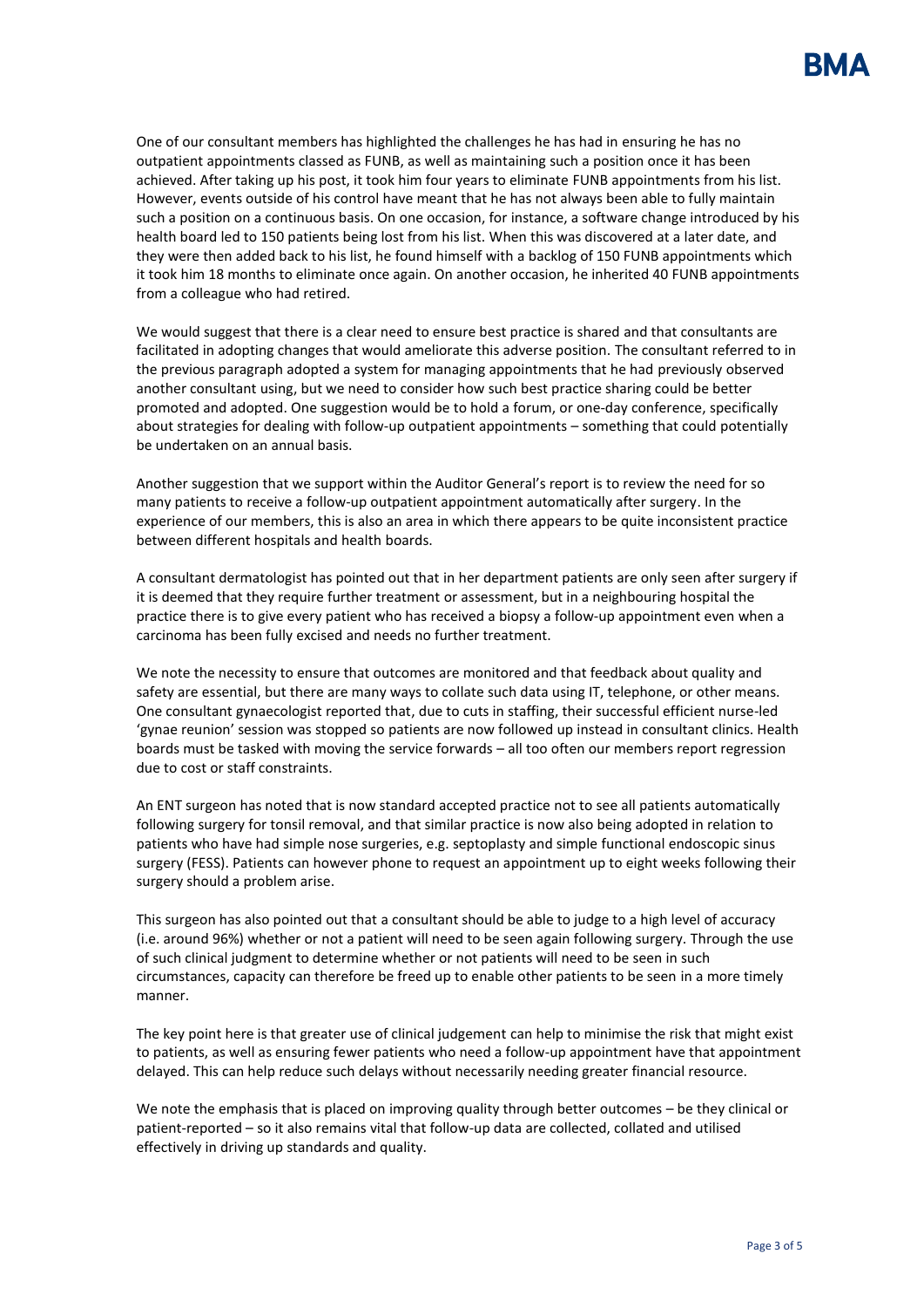One of our consultant members has highlighted the challenges he has had in ensuring he has no outpatient appointments classed as FUNB, as well as maintaining such a position once it has been achieved. After taking up his post, it took him four years to eliminate FUNB appointments from his list. However, events outside of his control have meant that he has not always been able to fully maintain such a position on a continuous basis. On one occasion, for instance, a software change introduced by his health board led to 150 patients being lost from his list. When this was discovered at a later date, and they were then added back to his list, he found himself with a backlog of 150 FUNB appointments which it took him 18 months to eliminate once again. On another occasion, he inherited 40 FUNB appointments from a colleague who had retired.

We would suggest that there is a clear need to ensure best practice is shared and that consultants are facilitated in adopting changes that would ameliorate this adverse position. The consultant referred to in the previous paragraph adopted a system for managing appointments that he had previously observed another consultant using, but we need to consider how such best practice sharing could be better promoted and adopted. One suggestion would be to hold a forum, or one-day conference, specifically about strategies for dealing with follow-up outpatient appointments – something that could potentially be undertaken on an annual basis.

Another suggestion that we support within the Auditor General's report is to review the need for so many patients to receive a follow-up outpatient appointment automatically after surgery. In the experience of our members, this is also an area in which there appears to be quite inconsistent practice between different hospitals and health boards.

A consultant dermatologist has pointed out that in her department patients are only seen after surgery if it is deemed that they require further treatment or assessment, but in a neighbouring hospital the practice there is to give every patient who has received a biopsy a follow-up appointment even when a carcinoma has been fully excised and needs no further treatment.

We note the necessity to ensure that outcomes are monitored and that feedback about quality and safety are essential, but there are many ways to collate such data using IT, telephone, or other means. One consultant gynaecologist reported that, due to cuts in staffing, their successful efficient nurse-led 'gynae reunion' session was stopped so patients are now followed up instead in consultant clinics. Health boards must be tasked with moving the service forwards – all too often our members report regression due to cost or staff constraints.

An ENT surgeon has noted that is now standard accepted practice not to see all patients automatically following surgery for tonsil removal, and that similar practice is now also being adopted in relation to patients who have had simple nose surgeries, e.g. septoplasty and simple functional endoscopic sinus surgery (FESS). Patients can however phone to request an appointment up to eight weeks following their surgery should a problem arise.

This surgeon has also pointed out that a consultant should be able to judge to a high level of accuracy (i.e. around 96%) whether or not a patient will need to be seen again following surgery. Through the use of such clinical judgment to determine whether or not patients will need to be seen in such circumstances, capacity can therefore be freed up to enable other patients to be seen in a more timely manner.

The key point here is that greater use of clinical judgement can help to minimise the risk that might exist to patients, as well as ensuring fewer patients who need a follow-up appointment have that appointment delayed. This can help reduce such delays without necessarily needing greater financial resource.

We note the emphasis that is placed on improving quality through better outcomes – be they clinical or patient-reported – so it also remains vital that follow-up data are collected, collated and utilised effectively in driving up standards and quality.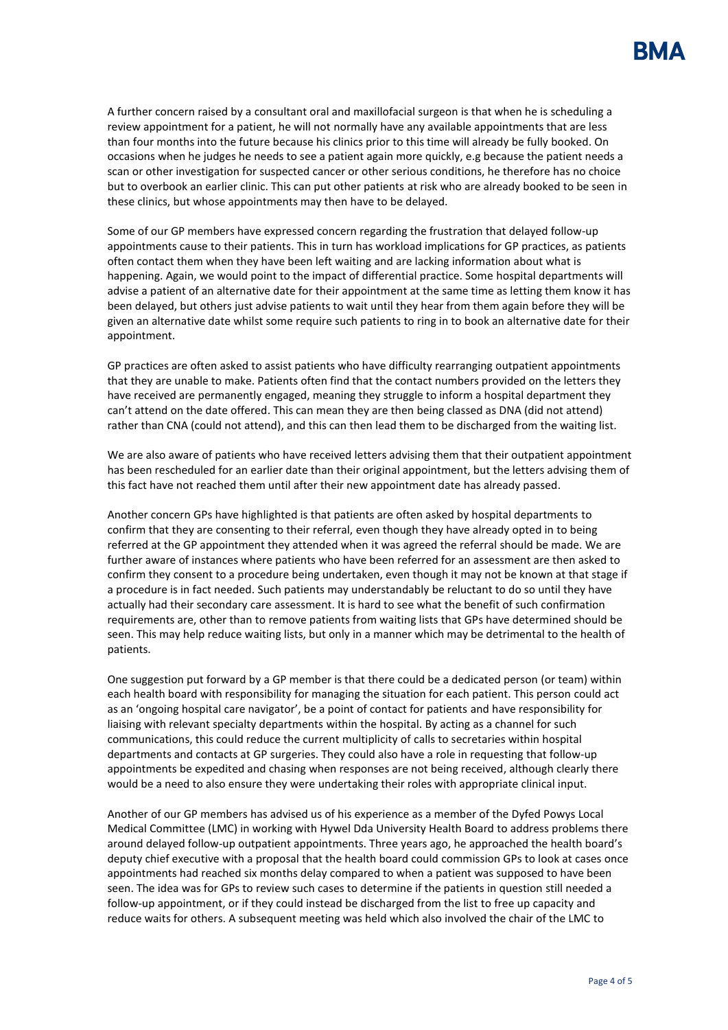A further concern raised by a consultant oral and maxillofacial surgeon is that when he is scheduling a review appointment for a patient, he will not normally have any available appointments that are less than four months into the future because his clinics prior to this time will already be fully booked. On occasions when he judges he needs to see a patient again more quickly, e.g because the patient needs a scan or other investigation for suspected cancer or other serious conditions, he therefore has no choice but to overbook an earlier clinic. This can put other patients at risk who are already booked to be seen in these clinics, but whose appointments may then have to be delayed.

Some of our GP members have expressed concern regarding the frustration that delayed follow-up appointments cause to their patients. This in turn has workload implications for GP practices, as patients often contact them when they have been left waiting and are lacking information about what is happening. Again, we would point to the impact of differential practice. Some hospital departments will advise a patient of an alternative date for their appointment at the same time as letting them know it has been delayed, but others just advise patients to wait until they hear from them again before they will be given an alternative date whilst some require such patients to ring in to book an alternative date for their appointment.

GP practices are often asked to assist patients who have difficulty rearranging outpatient appointments that they are unable to make. Patients often find that the contact numbers provided on the letters they have received are permanently engaged, meaning they struggle to inform a hospital department they can't attend on the date offered. This can mean they are then being classed as DNA (did not attend) rather than CNA (could not attend), and this can then lead them to be discharged from the waiting list.

We are also aware of patients who have received letters advising them that their outpatient appointment has been rescheduled for an earlier date than their original appointment, but the letters advising them of this fact have not reached them until after their new appointment date has already passed.

Another concern GPs have highlighted is that patients are often asked by hospital departments to confirm that they are consenting to their referral, even though they have already opted in to being referred at the GP appointment they attended when it was agreed the referral should be made. We are further aware of instances where patients who have been referred for an assessment are then asked to confirm they consent to a procedure being undertaken, even though it may not be known at that stage if a procedure is in fact needed. Such patients may understandably be reluctant to do so until they have actually had their secondary care assessment. It is hard to see what the benefit of such confirmation requirements are, other than to remove patients from waiting lists that GPs have determined should be seen. This may help reduce waiting lists, but only in a manner which may be detrimental to the health of patients.

One suggestion put forward by a GP member is that there could be a dedicated person (or team) within each health board with responsibility for managing the situation for each patient. This person could act as an 'ongoing hospital care navigator', be a point of contact for patients and have responsibility for liaising with relevant specialty departments within the hospital. By acting as a channel for such communications, this could reduce the current multiplicity of calls to secretaries within hospital departments and contacts at GP surgeries. They could also have a role in requesting that follow-up appointments be expedited and chasing when responses are not being received, although clearly there would be a need to also ensure they were undertaking their roles with appropriate clinical input.

Another of our GP members has advised us of his experience as a member of the Dyfed Powys Local Medical Committee (LMC) in working with Hywel Dda University Health Board to address problems there around delayed follow-up outpatient appointments. Three years ago, he approached the health board's deputy chief executive with a proposal that the health board could commission GPs to look at cases once appointments had reached six months delay compared to when a patient was supposed to have been seen. The idea was for GPs to review such cases to determine if the patients in question still needed a follow-up appointment, or if they could instead be discharged from the list to free up capacity and reduce waits for others. A subsequent meeting was held which also involved the chair of the LMC to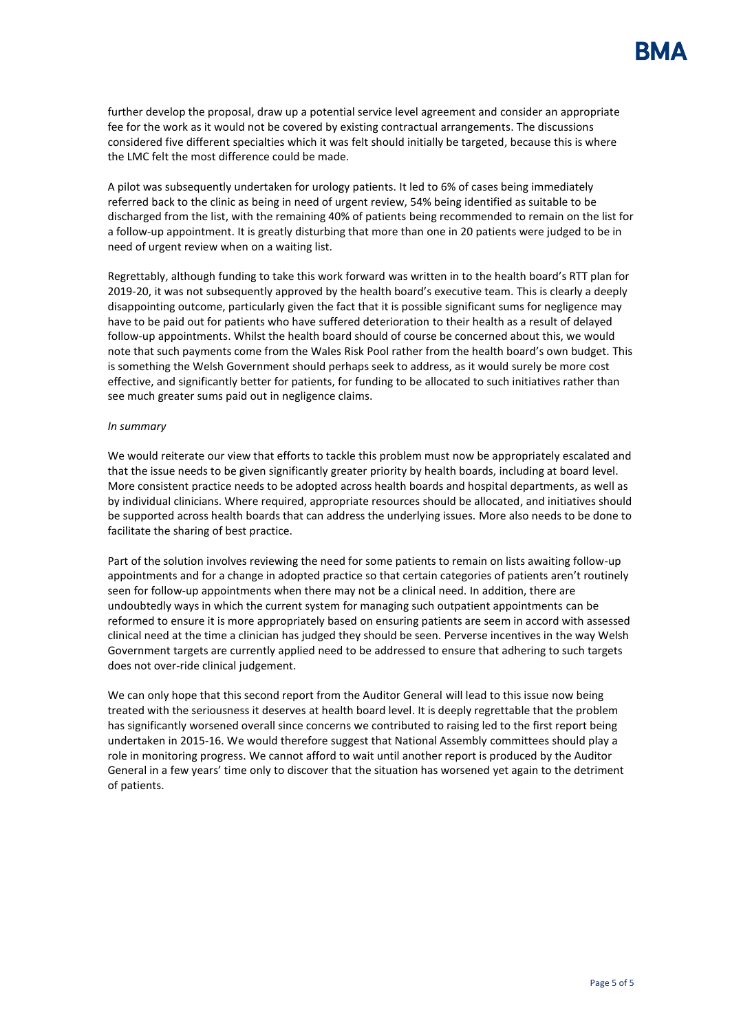further develop the proposal, draw up a potential service level agreement and consider an appropriate fee for the work as it would not be covered by existing contractual arrangements. The discussions considered five different specialties which it was felt should initially be targeted, because this is where the LMC felt the most difference could be made.

A pilot was subsequently undertaken for urology patients. It led to 6% of cases being immediately referred back to the clinic as being in need of urgent review, 54% being identified as suitable to be discharged from the list, with the remaining 40% of patients being recommended to remain on the list for a follow-up appointment. It is greatly disturbing that more than one in 20 patients were judged to be in need of urgent review when on a waiting list.

Regrettably, although funding to take this work forward was written in to the health board's RTT plan for 2019-20, it was not subsequently approved by the health board's executive team. This is clearly a deeply disappointing outcome, particularly given the fact that it is possible significant sums for negligence may have to be paid out for patients who have suffered deterioration to their health as a result of delayed follow-up appointments. Whilst the health board should of course be concerned about this, we would note that such payments come from the Wales Risk Pool rather from the health board's own budget. This is something the Welsh Government should perhaps seek to address, as it would surely be more cost effective, and significantly better for patients, for funding to be allocated to such initiatives rather than see much greater sums paid out in negligence claims.

*In summary*

We would reiterate our view that efforts to tackle this problem must now be appropriately escalated and that the issue needs to be given significantly greater priority by health boards, including at board level. More consistent practice needs to be adopted across health boards and hospital departments, as well as by individual clinicians. Where required, appropriate resources should be allocated, and initiatives should be supported across health boards that can address the underlying issues. More also needs to be done to facilitate the sharing of best practice.

Part of the solution involves reviewing the need for some patients to remain on lists awaiting follow-up appointments and for a change in adopted practice so that certain categories of patients aren't routinely seen for follow-up appointments when there may not be a clinical need. In addition, there are undoubtedly ways in which the current system for managing such outpatient appointments can be reformed to ensure it is more appropriately based on ensuring patients are seem in accord with assessed clinical need at the time a clinician has judged they should be seen. Perverse incentives in the way Welsh Government targets are currently applied need to be addressed to ensure that adhering to such targets does not over-ride clinical judgement.

We can only hope that this second report from the Auditor General will lead to this issue now being treated with the seriousness it deserves at health board level. It is deeply regrettable that the problem has significantly worsened overall since concerns we contributed to raising led to the first report being undertaken in 2015-16. We would therefore suggest that National Assembly committees should play a role in monitoring progress. We cannot afford to wait until another report is produced by the Auditor General in a few years' time only to discover that the situation has worsened yet again to the detriment of patients.